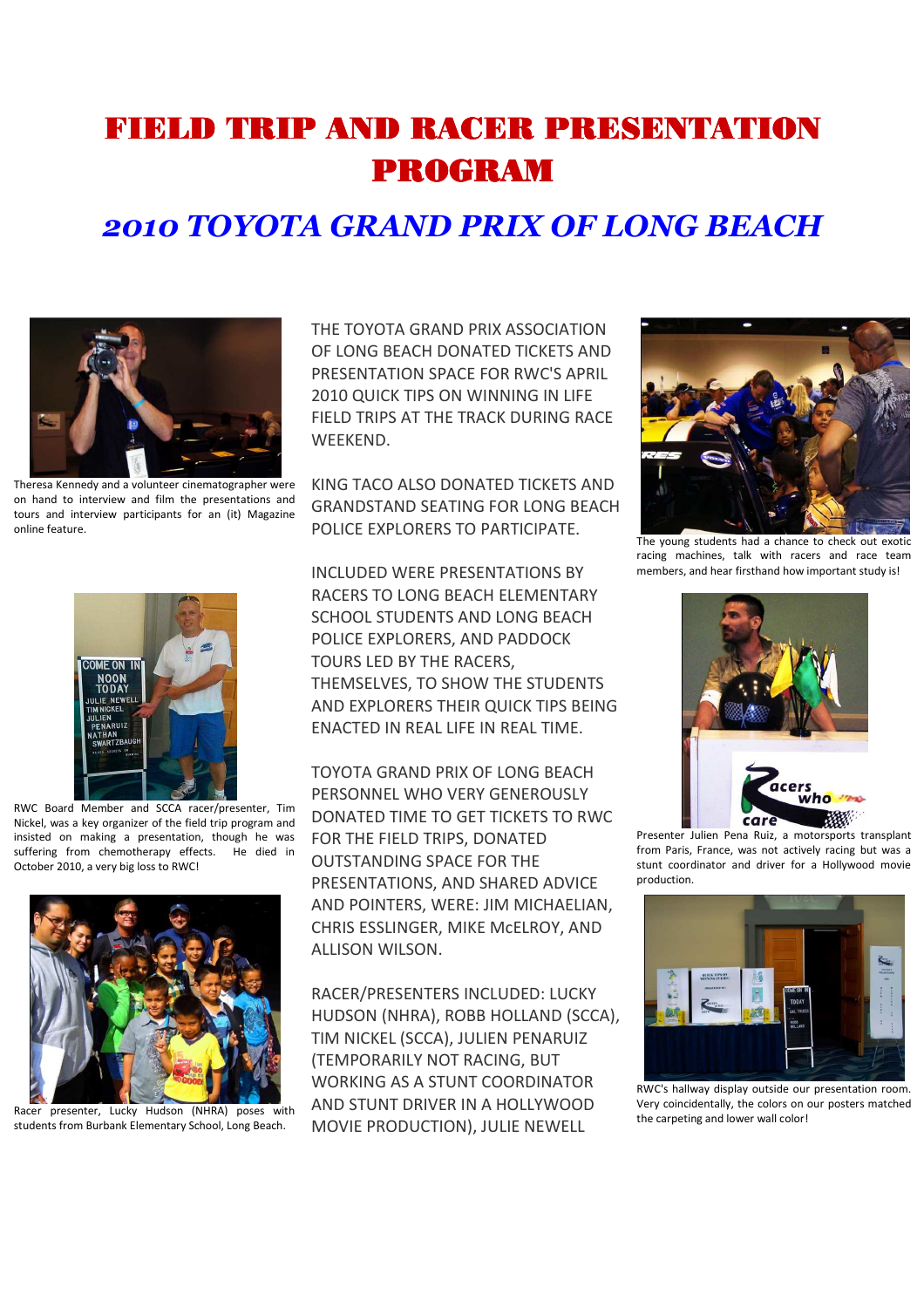# FIELD TRIP AND RACER PRESENTATION PROGRAM

## *2010 TOYOTA GRAND PRIX OF LONG BEACH*

THE TOYOTA GRAND PRIX ASSOCIATION OF LONG BEACH DONATED TICKETS AND PRESENTATION SPACE FOR RWC'S APRIL 2010 QUICK TIPS ON WINNING IN LIFE FIELD TRIPS AT THE TRACK DURING RACE WEEKEND.

KING TACO ALSO DONATED TICKETS AND GRANDSTAND SEATING FOR LONG BEACH POLICE EXPLORERS TO PARTICIPATE.

INCLUDED WERE PRESENTATIONS BY RACERS TO LONG BEACH ELEMENTARY SCHOOL STUDENTS AND LONG BEACH POLICE EXPLORERS, AND PADDOCK TOURS LED BY THE RACERS, THEMSELVES, TO SHOW THE STUDENTS AND EXPLORERS THEIR QUICK TIPS BEING ENACTED IN REAL LIFE IN REAL TIME.

TOYOTA GRAND PRIX OF LONG BEACH PERSONNEL WHO VERY GENEROUSLY DONATED TIME TO GET TICKETS TO RWC FOR THE FIELD TRIPS, DONATED OUTSTANDING SPACE FOR THE PRESENTATIONS, AND SHARED ADVICE AND POINTERS, WERE: JIM MICHAELIAN, CHRIS ESSLINGER, MIKE McELROY, AND ALLISON WILSON.

RACER/PRESENTERS INCLUDED: LUCKY HUDSON (NHRA), ROBB HOLLAND (SCCA), TIM NICKEL (SCCA), JULIEN PENARUIZ (TEMPORARILY NOT RACING, BUT WORKING AS A STUNT COORDINATOR AND STUNT DRIVER IN A HOLLYWOOD MOVIE PRODUCTION), JULIE NEWELL

Theresa Kennedy and a volunteer cinematographer were on hand to interview and film the presentations and tours and interview participants for an (it) Magazine online feature.

RWC Board Member and SCCA racer/presenter, Tim Nickel, was a key organizer of the field trip program and insisted on making a presentation, though he was suffering from chemotherapy effects. He died in October 2010, a very big loss to RWC!

Racer presenter, Lucky Hudson (NHRA) poses with students from Burbank Elementary School, Long Beach.

The young students had a chance to check out exotic racing machines, talk with racers and race team members, and hear firsthand how important study is!

Presenter Julien Pena Ruiz, a motorsports transplant from Paris, France, was not actively racing but was a stunt coordinator and driver for a Hollywood movie production.

RWC's hallway display outside our presentation room. Very coincidentally, the colors on our posters matched the carpeting and lower wall color!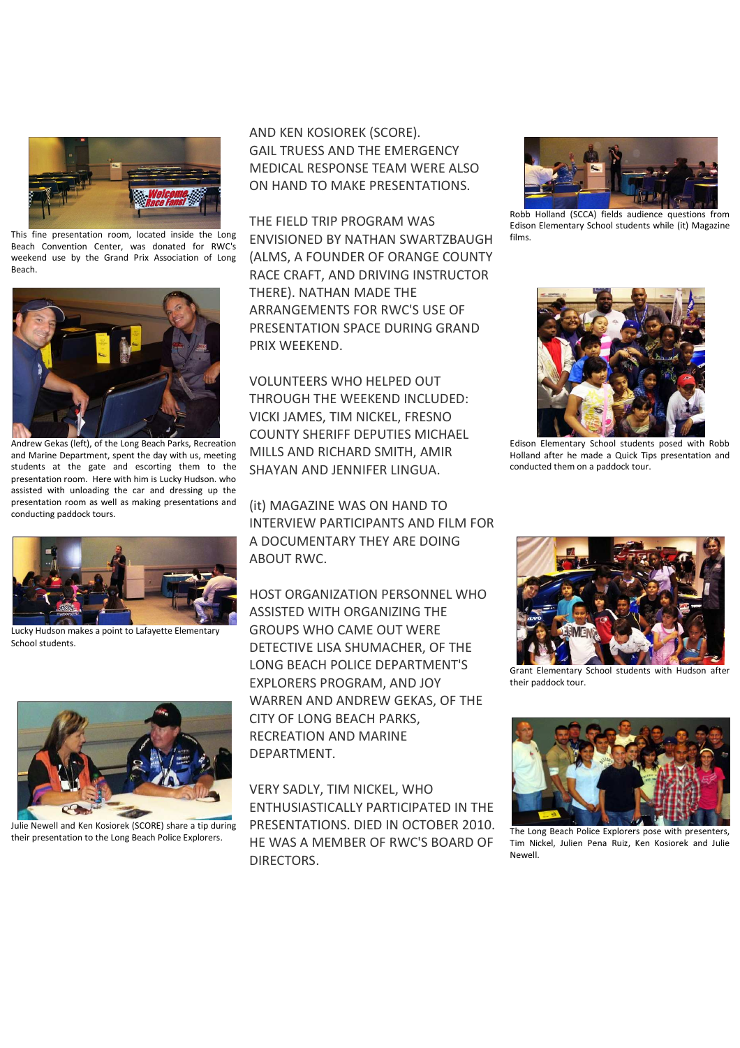This fine presentation room, located inside the Long Beach Convention Center, was donated for RWC's weekend use by the Grand Prix Association of Long Beach.

Andrew Gekas (left), of the Long Beach Parks, Recreation and Marine Department, spent the day with us, meeting students at the gate and escorting them to the presentation room. Here with him is Lucky Hudson. who assisted with unloading the car and dressing up the presentation room as well as making presentations and conducting paddock tours.

Lucky Hudson makes a point to Lafayette Elementary School students.

Julie Newell and Ken Kosiorek (SCORE) share a tip during their presentation to the Long Beach Police Explorers.

AND KEN KOSIOREK (SCORE). GAIL TRUESS AND THE EMERGENCY MEDICAL RESPONSE TEAM WERE ALSO ON HAND TO MAKE PRESENTATIONS.

THE FIELD TRIP PROGRAM WAS ENVISIONED BY NATHAN SWARTZBAUGH (ALMS, A FOUNDER OF ORANGE COUNTY RACE CRAFT, AND DRIVING INSTRUCTOR THERE). NATHAN MADE THE ARRANGEMENTS FOR RWC'S USE OF PRESENTATION SPACE DURING GRAND PRIX WEEKEND.

VOLUNTEERS WHO HELPED OUT THROUGH THE WEEKEND INCLUDED: VICKI JAMES, TIM NICKEL, FRESNO COUNTY SHERIFF DEPUTIES MICHAEL MILLS AND RICHARD SMITH, AMIR SHAYAN AND JENNIFER LINGUA.

(it) MAGAZINE WAS ON HAND TO INTERVIEW PARTICIPANTS AND FILM FOR A DOCUMENTARY THEY ARE DOING ABOUT RWC.

HOST ORGANIZATION PERSONNEL WHO ASSISTED WITH ORGANIZING THE GROUPS WHO CAME OUT WERE DETECTIVE LISA SHUMACHER, OF THE LONG BEACH POLICE DEPARTMENT'S EXPLORERS PROGRAM, AND JOY WARREN AND ANDREW GEKAS, OF THE CITY OF LONG BEACH PARKS, RECREATION AND MARINE DEPARTMENT.

VERY SADLY, TIM NICKEL, WHO ENTHUSIASTICALLY PARTICIPATED IN THE PRESENTATIONS. DIED IN OCTOBER 2010. HE WAS A MEMBER OF RWC'S BOARD OF DIRECTORS.

Robb Holland (SCCA) fields audience questions from Edison Elementary School students while (it) Magazine films.

Edison Elementary School students posed with Robb Holland after he made a Quick Tips presentation and conducted them on a paddock tour.

Grant Elementary School students with Hudson after their paddock tour.

The Long Beach Police Explorers pose with presenters, Tim Nickel, Julien Pena Ruiz, Ken Kosiorek and Julie Newell.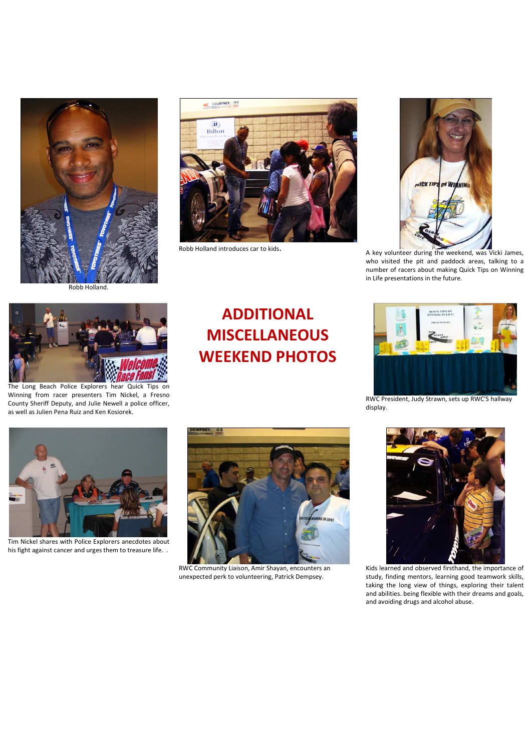Robb Holland.

Robb Holland introduces car to kids.

A key volunteer during the weekend, was Vicki James, who visited the pit and paddock areas, talking to a number of racers about making Quick Tips on Winning in Life presentations in the future.

The Long Beach Police Explorers hear Quick Tips on Winning from racer presenters Tim Nickel, a Fresno County Sheriff Deputy, and Julie Newell a police officer, as well as Julien Pena Ruiz and Ken Kosiorek.

# ADDITIONAL MISCELLANEOUS WEEKEND PHOTOS

RWC President, Judy Strawn, sets up RWC'S hallway display.

Tim Nickel shares with Police Explorers anecdotes about his fight against cancer and urges them to treasure life. .

RWC Community Liaison, Amir Shayan, encounters an unexpected perk to volunteering, Patrick Dempsey.

Kids learned and observed firsthand, the importance of study, finding mentors, learning good teamwork skills, taking the long view of things, exploring their talent and abilities. being flexible with their dreams and goals, and avoiding drugs and alcohol abuse.